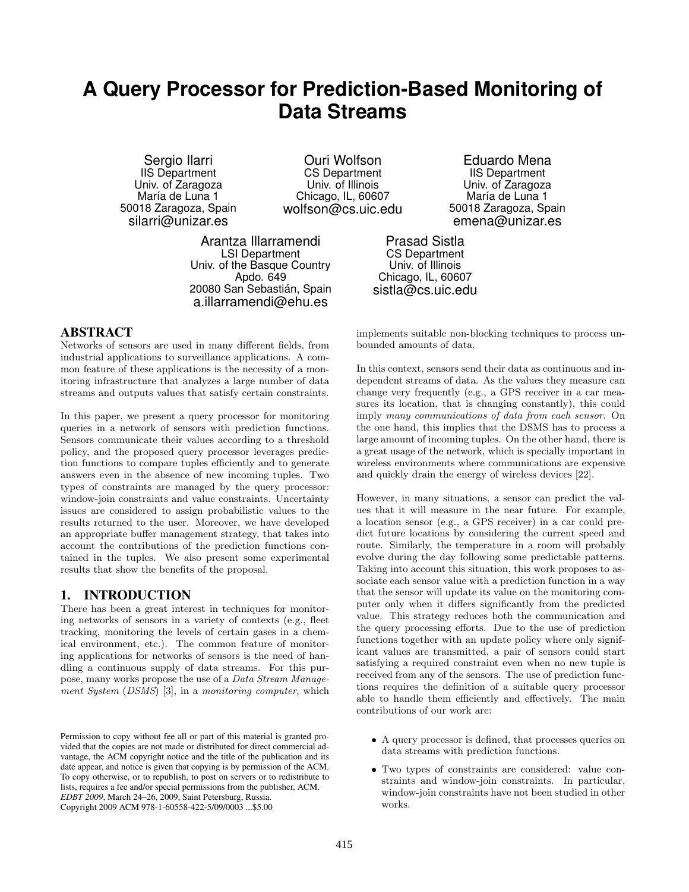# A Query Processor for Prediction-Based Monitoring of Data Streams

Sergio Ilarri
IIS Department
Univ. of Zaragoza
María de Luna 1
50018 Zaragoza, Spain
silarri@unizar.es

Ouri Wolfson
CS Department
Univ. of Illinois
Chicago, IL, 60607
wolfson@cs.uic.edu

Eduardo Mena
IIS Department
Univ. of Zaragoza
María de Luna 1
50018 Zaragoza, Spain
emena@unizar.es

Arantza Illarramendi
LSI Department
Univ. of the Basque Country
Apdo. 649
20080 San Sebastián, Spain
a.illarramendi@ehu.es

Prasad Sistla
CS Department
Univ. of Illinois
Chicago, IL, 60607
sistla@cs.uic.edu

## ABSTRACT

Networks of sensors are used in many different fields, from industrial applications to surveillance applications. A common feature of these applications is the necessity of a monitoring infrastructure that analyzes a large number of data streams and outputs values that satisfy certain constraints.

In this paper, we present a query processor for monitoring queries in a network of sensors with prediction functions. Sensors communicate their values according to a threshold policy, and the proposed query processor leverages prediction functions to compare tuples efficiently and to generate answers even in the absence of new incoming tuples. Two types of constraints are managed by the query processor: window-join constraints and value constraints. Uncertainty issues are considered to assign probabilistic values to the results returned to the user. Moreover, we have developed an appropriate buffer management strategy, that takes into account the contributions of the prediction functions contained in the tuples. We also present some experimental results that show the benefits of the proposal.

## 1. INTRODUCTION

There has been a great interest in techniques for monitoring networks of sensors in a variety of contexts (e.g., fleet tracking, monitoring the levels of certain gases in a chemical environment, etc.). The common feature of monitoring applications for networks of sensors is the need of handling a continuous supply of data streams. For this purpose, many works propose the use of a *Data Stream Management System* (*DSMS*) [3], in a *monitoring computer*, which implements suitable non-blocking techniques to process unbounded amounts of data.

In this context, sensors send their data as continuous and independent streams of data. As the values they measure can change very frequently (e.g., a GPS receiver in a car measures its location, that is changing constantly), this could imply *many communications of data from each sensor*. On the one hand, this implies that the DSMS has to process a large amount of incoming tuples. On the other hand, there is a great usage of the network, which is specially important in wireless environments where communications are expensive and quickly drain the energy of wireless devices [22].

However, in many situations, a sensor can predict the values that it will measure in the near future. For example, a location sensor (e.g., a GPS receiver) in a car could predict future locations by considering the current speed and route. Similarly, the temperature in a room will probably evolve during the day following some predictable patterns. Taking into account this situation, this work proposes to associate each sensor value with a prediction function in a way that the sensor will update its value on the monitoring computer only when it differs significantly from the predicted value. This strategy reduces both the communication and the query processing efforts. Due to the use of prediction functions together with an update policy where only significant values are transmitted, a pair of sensors could start satisfying a required constraint even when no new tuple is received from any of the sensors. The use of prediction functions requires the definition of a suitable query processor able to handle them efficiently and effectively. The main contributions of our work are:

- A query processor is defined, that processes queries on data streams with prediction functions.
- Two types of constraints are considered: value constraints and window-join constraints. In particular, window-join constraints have not been studied in other works.

Permission to copy without fee all or part of this material is granted provided that the copies are not made or distributed for direct commercial advantage, the ACM copyright notice and the title of the publication and its date appear, and notice is given that copying is by permission of the ACM. To copy otherwise, or to republish, to post on servers or to redistribute to lists, requires a fee and/or special permissions from the publisher, ACM.
*EDBT 2009*, March 24–26, 2009, Saint Petersburg, Russia.
Copyright 2009 ACM 978-1-60558-422-5/09/0003 ...$5.00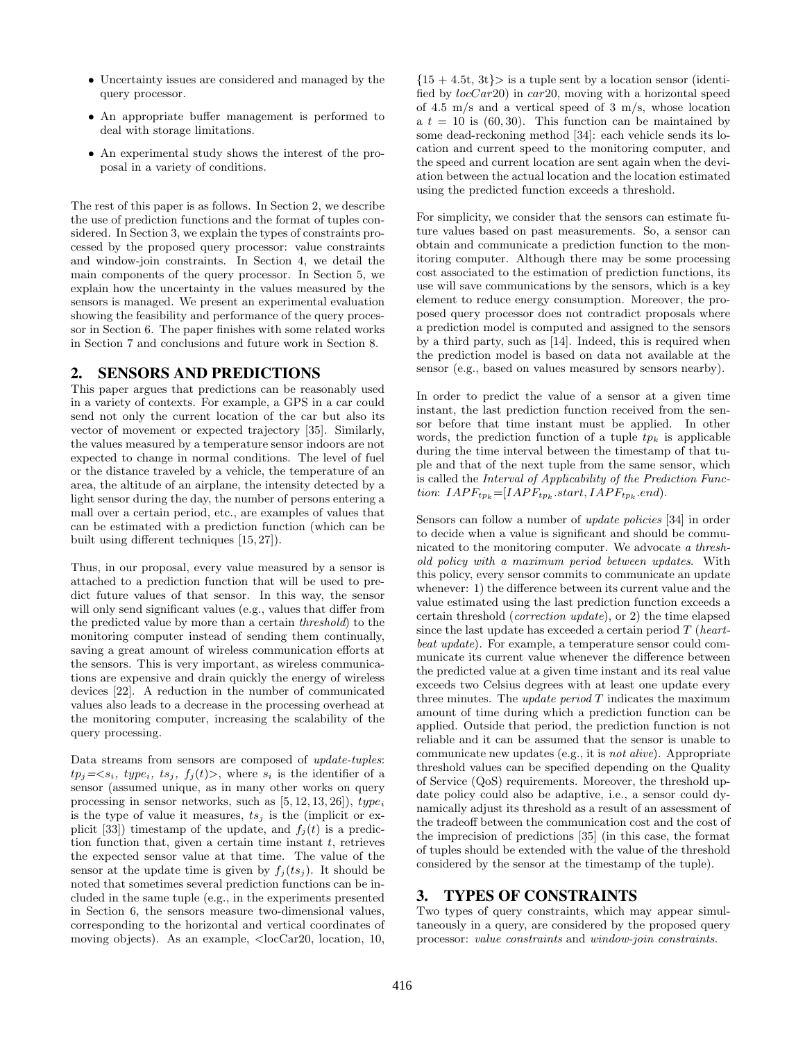- Uncertainty issues are considered and managed by the query processor.
- An appropriate buffer management is performed to deal with storage limitations.
- An experimental study shows the interest of the proposal in a variety of conditions.

The rest of this paper is as follows. In Section 2, we describe the use of prediction functions and the format of tuples considered. In Section 3, we explain the types of constraints processed by the proposed query processor: value constraints and window-join constraints. In Section 4, we detail the main components of the query processor. In Section 5, we explain how the uncertainty in the values measured by the sensors is managed. We present an experimental evaluation showing the feasibility and performance of the query processor in Section 6. The paper finishes with some related works in Section 7 and conclusions and future work in Section 8.

## 2. SENSORS AND PREDICTIONS

This paper argues that predictions can be reasonably used in a variety of contexts. For example, a GPS in a car could send not only the current location of the car but also its vector of movement or expected trajectory [35]. Similarly, the values measured by a temperature sensor indoors are not expected to change in normal conditions. The level of fuel or the distance traveled by a vehicle, the temperature of an area, the altitude of an airplane, the intensity detected by a light sensor during the day, the number of persons entering a mall over a certain period, etc., are examples of values that can be estimated with a prediction function (which can be built using different techniques [15, 27]).

Thus, in our proposal, every value measured by a sensor is attached to a prediction function that will be used to predict future values of that sensor. In this way, the sensor will only send significant values (e.g., values that differ from the predicted value by more than a certain *threshold*) to the monitoring computer instead of sending them continually, saving a great amount of wireless communication efforts at the sensors. This is very important, as wireless communications are expensive and drain quickly the energy of wireless devices [22]. A reduction in the number of communicated values also leads to a decrease in the processing overhead at the monitoring computer, increasing the scalability of the query processing.

Data streams from sensors are composed of *update-tuples*: $tp_j$=$<s_i,\ type_i,\ ts_j,\ f_j(t)>$, where $s_i$ is the identifier of a sensor (assumed unique, as in many other works on query processing in sensor networks, such as [5, 12, 13, 26]), $type_i$ is the type of value it measures, $ts_j$ is the (implicit or explicit [33]) timestamp of the update, and $f_j(t)$ is a prediction function that, given a certain time instant $t$, retrieves the expected sensor value at that time. The value of the sensor at the update time is given by $f_j(ts_j)$. It should be noted that sometimes several prediction functions can be included in the same tuple (e.g., in the experiments presented in Section 6, the sensors measure two-dimensional values, corresponding to the horizontal and vertical coordinates of moving objects). As an example, <locCar20, location, 10, $\{15 + 4.5t,\ 3t\}$> is a tuple sent by a location sensor (identified by $locCar20$) in $car20$, moving with a horizontal speed of 4.5 m/s and a vertical speed of 3 m/s, whose location a $t = 10$ is $(60, 30)$. This function can be maintained by some dead-reckoning method [34]: each vehicle sends its location and current speed to the monitoring computer, and the speed and current location are sent again when the deviation between the actual location and the location estimated using the predicted function exceeds a threshold.

For simplicity, we consider that the sensors can estimate future values based on past measurements. So, a sensor can obtain and communicate a prediction function to the monitoring computer. Although there may be some processing cost associated to the estimation of prediction functions, its use will save communications by the sensors, which is a key element to reduce energy consumption. Moreover, the proposed query processor does not contradict proposals where a prediction model is computed and assigned to the sensors by a third party, such as [14]. Indeed, this is required when the prediction model is based on data not available at the sensor (e.g., based on values measured by sensors nearby).

In order to predict the value of a sensor at a given time instant, the last prediction function received from the sensor before that time instant must be applied. In other words, the prediction function of a tuple $tp_k$ is applicable during the time interval between the timestamp of that tuple and that of the next tuple from the same sensor, which is called the *Interval of Applicability of the Prediction Function*: $IAPF_{tp_k}$=$[IAPF_{tp_k}.start, IAPF_{tp_k}.end)$.

Sensors can follow a number of *update policies* [34] in order to decide when a value is significant and should be communicated to the monitoring computer. We advocate *a threshold policy with a maximum period between updates*. With this policy, every sensor commits to communicate an update whenever: 1) the difference between its current value and the value estimated using the last prediction function exceeds a certain threshold (*correction update*), or 2) the time elapsed since the last update has exceeded a certain period $T$ (*heartbeat update*). For example, a temperature sensor could communicate its current value whenever the difference between the predicted value at a given time instant and its real value exceeds two Celsius degrees with at least one update every three minutes. The *update period* $T$ indicates the maximum amount of time during which a prediction function can be applied. Outside that period, the prediction function is not reliable and it can be assumed that the sensor is unable to communicate new updates (e.g., it is *not alive*). Appropriate threshold values can be specified depending on the Quality of Service (QoS) requirements. Moreover, the threshold update policy could also be adaptive, i.e., a sensor could dynamically adjust its threshold as a result of an assessment of the tradeoff between the communication cost and the cost of the imprecision of predictions [35] (in this case, the format of tuples should be extended with the value of the threshold considered by the sensor at the timestamp of the tuple).

## 3. TYPES OF CONSTRAINTS

Two types of query constraints, which may appear simultaneously in a query, are considered by the proposed query processor: *value constraints* and *window-join constraints*.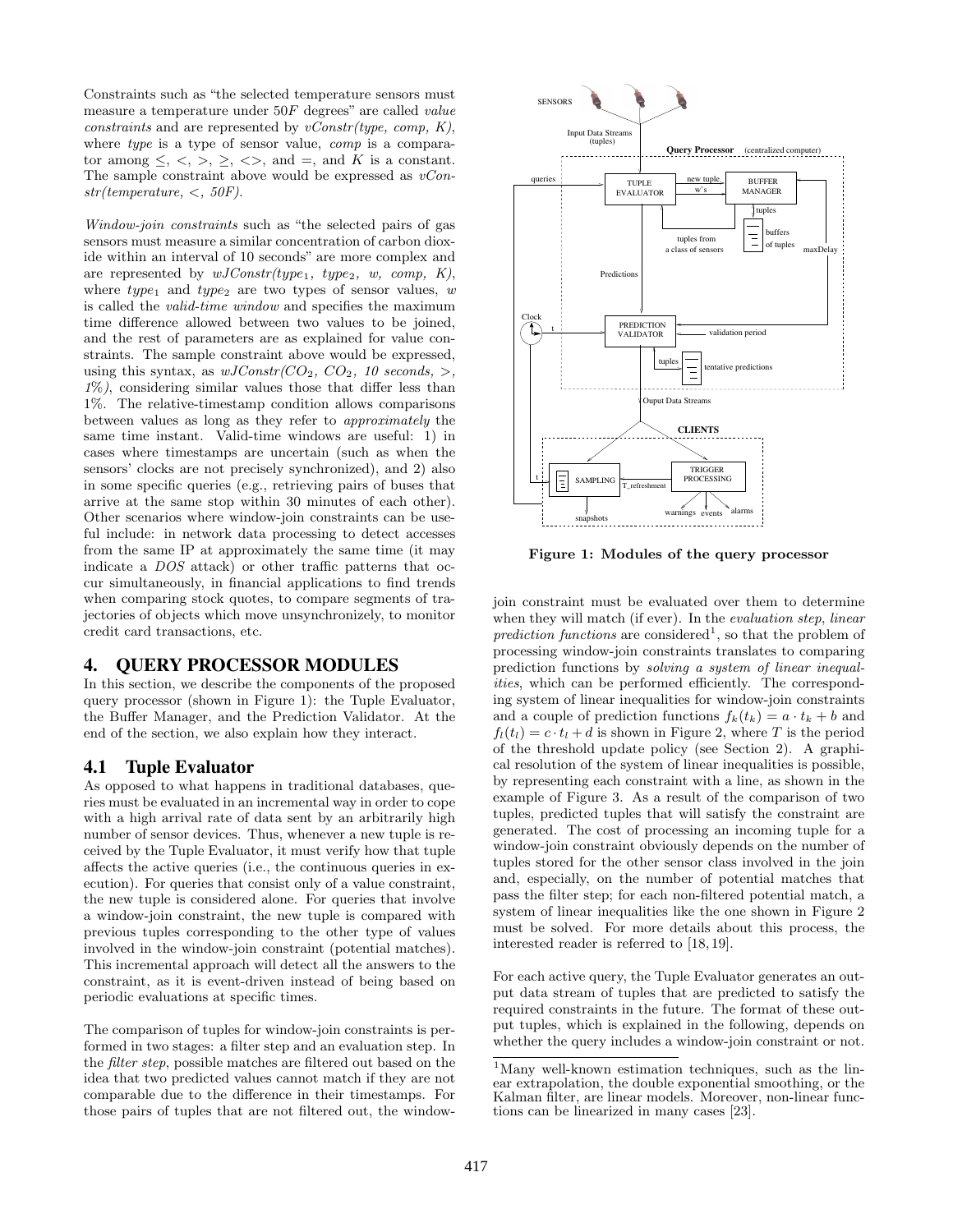Constraints such as "the selected temperature sensors must measure a temperature under $50F$ degrees" are called *value constraints* and are represented by *vConstr(type, comp, K)*, where *type* is a type of sensor value, *comp* is a comparator among $\leq$, $<$, $>$, $\geq$, $<>$, and $=$, and $K$ is a constant. The sample constraint above would be expressed as *vConstr(temperature, <, 50F)*.

*Window-join constraints* such as "the selected pairs of gas sensors must measure a similar concentration of carbon dioxide within an interval of 10 seconds" are more complex and are represented by *wJConstr(type*$_1$*, type*$_2$*, w, comp, K)*, where *type*$_1$ and *type*$_2$ are two types of sensor values, $w$ is called the *valid-time window* and specifies the maximum time difference allowed between two values to be joined, and the rest of parameters are as explained for value constraints. The sample constraint above would be expressed, using this syntax, as *wJConstr(*$CO_2$*,* $CO_2$*, 10 seconds, >, 1%)*, considering similar values those that differ less than 1%. The relative-timestamp condition allows comparisons between values as long as they refer to *approximately* the same time instant. Valid-time windows are useful: 1) in cases where timestamps are uncertain (such as when the sensors' clocks are not precisely synchronized), and 2) also in some specific queries (e.g., retrieving pairs of buses that arrive at the same stop within 30 minutes of each other). Other scenarios where window-join constraints can be useful include: in network data processing to detect accesses from the same IP at approximately the same time (it may indicate a *DOS* attack) or other traffic patterns that occur simultaneously, in financial applications to find trends when comparing stock quotes, to compare segments of trajectories of objects which move unsynchronizely, to monitor credit card transactions, etc.

## 4. QUERY PROCESSOR MODULES

In this section, we describe the components of the proposed query processor (shown in Figure 1): the Tuple Evaluator, the Buffer Manager, and the Prediction Validator. At the end of the section, we also explain how they interact.

### 4.1 Tuple Evaluator

As opposed to what happens in traditional databases, queries must be evaluated in an incremental way in order to cope with a high arrival rate of data sent by an arbitrarily high number of sensor devices. Thus, whenever a new tuple is received by the Tuple Evaluator, it must verify how that tuple affects the active queries (i.e., the continuous queries in execution). For queries that consist only of a value constraint, the new tuple is considered alone. For queries that involve a window-join constraint, the new tuple is compared with previous tuples corresponding to the other type of values involved in the window-join constraint (potential matches). This incremental approach will detect all the answers to the constraint, as it is event-driven instead of being based on periodic evaluations at specific times.

The comparison of tuples for window-join constraints is performed in two stages: a filter step and an evaluation step. In the *filter step*, possible matches are filtered out based on the idea that two predicted values cannot match if they are not comparable due to the difference in their timestamps. For those pairs of tuples that are not filtered out, the window-

SENSORS

Input Data Streams (tuples)

Query Processor (centralized computer)

queries

TUPLE EVALUATOR

new tuple

w's

BUFFER MANAGER

tuples

buffers of tuples

tuples from a class of sensors

maxDelay

Predictions

Clock

t

PREDICTION VALIDATOR

validation period

tuples

tentative predictions

Ouput Data Streams

CLIENTS

t

SAMPLING

T_refreshment

TRIGGER PROCESSING

snapshots

warnings

events

alarms

**Figure 1: Modules of the query processor**

join constraint must be evaluated over them to determine when they will match (if ever). In the *evaluation step*, *linear prediction functions* are considered[1], so that the problem of processing window-join constraints translates to comparing prediction functions by *solving a system of linear inequalities*, which can be performed efficiently. The corresponding system of linear inequalities for window-join constraints and a couple of prediction functions $f_k(t_k) = a \cdot t_k + b$ and $f_l(t_l) = c \cdot t_l + d$ is shown in Figure 2, where $T$ is the period of the threshold update policy (see Section 2). A graphical resolution of the system of linear inequalities is possible, by representing each constraint with a line, as shown in the example of Figure 3. As a result of the comparison of two tuples, predicted tuples that will satisfy the constraint are generated. The cost of processing an incoming tuple for a window-join constraint obviously depends on the number of tuples stored for the other sensor class involved in the join and, especially, on the number of potential matches that pass the filter step; for each non-filtered potential match, a system of linear inequalities like the one shown in Figure 2 must be solved. For more details about this process, the interested reader is referred to [18, 19].

For each active query, the Tuple Evaluator generates an output data stream of tuples that are predicted to satisfy the required constraints in the future. The format of these output tuples, which is explained in the following, depends on whether the query includes a window-join constraint or not.

[1] Many well-known estimation techniques, such as the linear extrapolation, the double exponential smoothing, or the Kalman filter, are linear models. Moreover, non-linear functions can be linearized in many cases [23].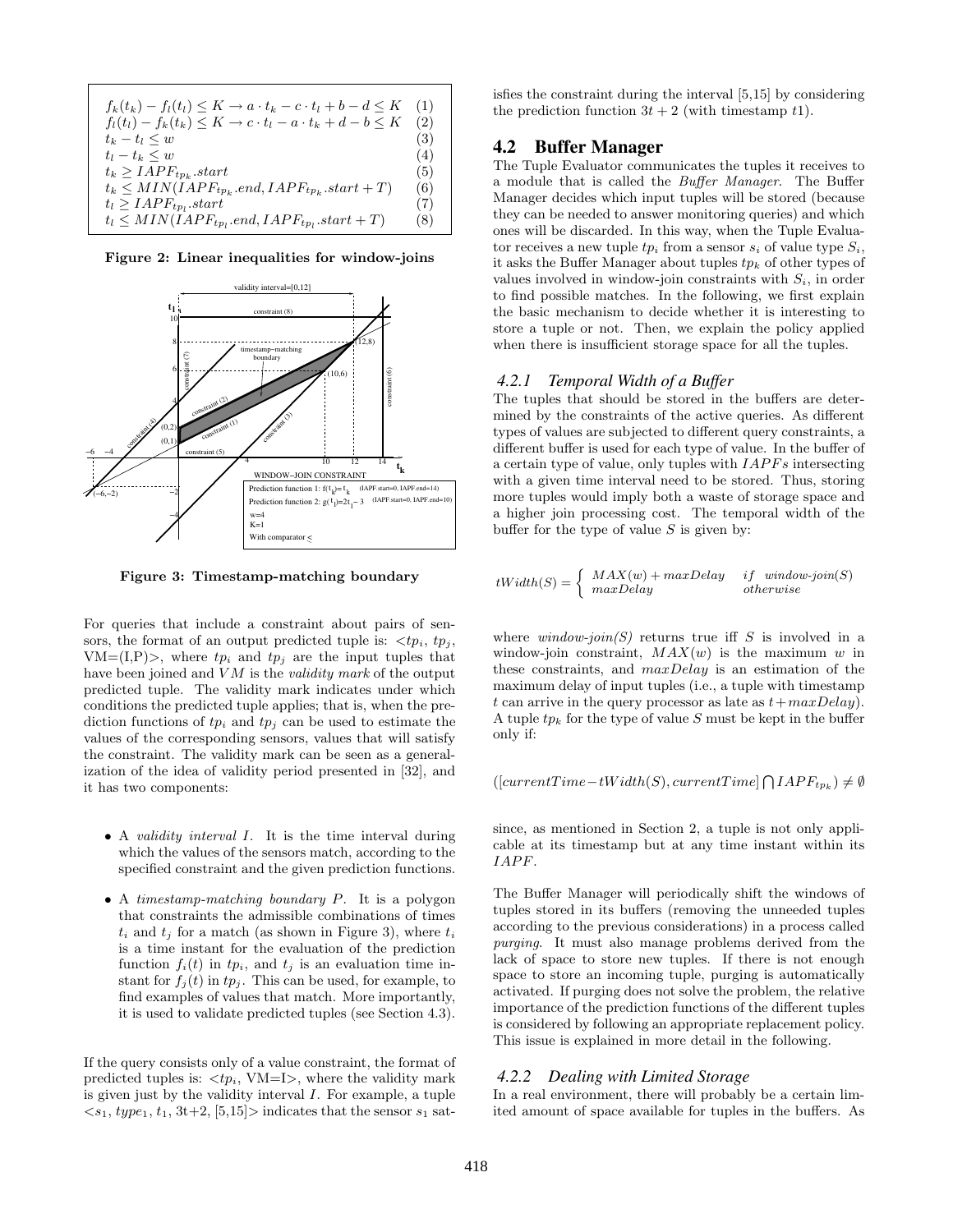$$
\begin{array}{ll}
f_k(t_k) - f_l(t_l) \leq K \rightarrow a \cdot t_k - c \cdot t_l + b - d \leq K & (1) \\
f_l(t_l) - f_k(t_k) \leq K \rightarrow c \cdot t_l - a \cdot t_k + d - b \leq K & (2) \\
t_k - t_l \leq w & (3) \\
t_l - t_k \leq w & (4) \\
t_k \geq IAPF_{tp_k}.start & (5) \\
t_k \leq MIN(IAPF_{tp_k}.end, IAPF_{tp_k}.start + T) & (6) \\
t_l \geq IAPF_{tp_l}.start & (7) \\
t_l \leq MIN(IAPF_{tp_l}.end, IAPF_{tp_l}.start + T) & (8)
\end{array}
$$

**Figure 2: Linear inequalities for window-joins**

validity interval=[0,12]
$t_l$
10
8
6
4
-2
-4
-6
$t_k$
4
10
12
14
constraint (8)
constraint (7)
constraint (6)
constraint (5)
constraint (4)
constraint (3)
constraint (2)
constraint (1)
timestamp–matching boundary
(12,8)
(10,6)
(0,2)
(0,1)
(–6,–2)
WINDOW–JOIN CONSTRAINT
Prediction function 1: $f(t_k)=t_k$ (IAPF.start=0, IAPF.end=14)
Prediction function 2: $g(t_l)=2t_l-3$ (IAPF.start=0, IAPF.end=10)
w=4
K=1
With comparator ≤

**Figure 3: Timestamp-matching boundary**

For queries that include a constraint about pairs of sensors, the format of an output predicted tuple is: $<tp_i, tp_j,$ VM=(I,P)>, where $tp_i$ and $tp_j$ are the input tuples that have been joined and $VM$ is the *validity mark* of the output predicted tuple. The validity mark indicates under which conditions the predicted tuple applies; that is, when the prediction functions of $tp_i$ and $tp_j$ can be used to estimate the values of the corresponding sensors, values that will satisfy the constraint. The validity mark can be seen as a generalization of the idea of validity period presented in [32], and it has two components:

- A *validity interval* $I$. It is the time interval during which the values of the sensors match, according to the specified constraint and the given prediction functions.
- A *timestamp-matching boundary* $P$. It is a polygon that constraints the admissible combinations of times $t_i$ and $t_j$ for a match (as shown in Figure 3), where $t_i$ is a time instant for the evaluation of the prediction function $f_i(t)$ in $tp_i$, and $t_j$ is an evaluation time instant for $f_j(t)$ in $tp_j$. This can be used, for example, to find examples of values that match. More importantly, it is used to validate predicted tuples (see Section 4.3).

If the query consists only of a value constraint, the format of predicted tuples is: $<tp_i$, VM=I>, where the validity mark is given just by the validity interval $I$. For example, a tuple $<s_1, type_1, t_1$, 3t+2, [5,15]> indicates that the sensor $s_1$ satisfies the constraint during the interval [5,15] by considering the prediction function $3t + 2$ (with timestamp $t1$).

## 4.2 Buffer Manager

The Tuple Evaluator communicates the tuples it receives to a module that is called the *Buffer Manager*. The Buffer Manager decides which input tuples will be stored (because they can be needed to answer monitoring queries) and which ones will be discarded. In this way, when the Tuple Evaluator receives a new tuple $tp_i$ from a sensor $s_i$ of value type $S_i$, it asks the Buffer Manager about tuples $tp_k$ of other types of values involved in window-join constraints with $S_i$, in order to find possible matches. In the following, we first explain the basic mechanism to decide whether it is interesting to store a tuple or not. Then, we explain the policy applied when there is insufficient storage space for all the tuples.

### 4.2.1 Temporal Width of a Buffer

The tuples that should be stored in the buffers are determined by the constraints of the active queries. As different types of values are subjected to different query constraints, a different buffer is used for each type of value. In the buffer of a certain type of value, only tuples with $IAPFs$ intersecting with a given time interval need to be stored. Thus, storing more tuples would imply both a waste of storage space and a higher join processing cost. The temporal width of the buffer for the type of value $S$ is given by:

$$
tWidth(S) = \begin{cases} MAX(w) + maxDelay & if \;\; window\text{-}join(S) \\ maxDelay & otherwise \end{cases}
$$

where *window-join(S)* returns true iff $S$ is involved in a window-join constraint, $MAX(w)$ is the maximum $w$ in these constraints, and $maxDelay$ is an estimation of the maximum delay of input tuples (i.e., a tuple with timestamp $t$ can arrive in the query processor as late as $t + maxDelay$). A tuple $tp_k$ for the type of value $S$ must be kept in the buffer only if:

$$
([currentTime - tWidth(S), currentTime] \bigcap IAPF_{tp_k}) \neq \emptyset
$$

since, as mentioned in Section 2, a tuple is not only applicable at its timestamp but at any time instant within its $IAPF$.

The Buffer Manager will periodically shift the windows of tuples stored in its buffers (removing the unneeded tuples according to the previous considerations) in a process called *purging*. It must also manage problems derived from the lack of space to store new tuples. If there is not enough space to store an incoming tuple, purging is automatically activated. If purging does not solve the problem, the relative importance of the prediction functions of the different tuples is considered by following an appropriate replacement policy. This issue is explained in more detail in the following.

### 4.2.2 Dealing with Limited Storage

In a real environment, there will probably be a certain limited amount of space available for tuples in the buffers. As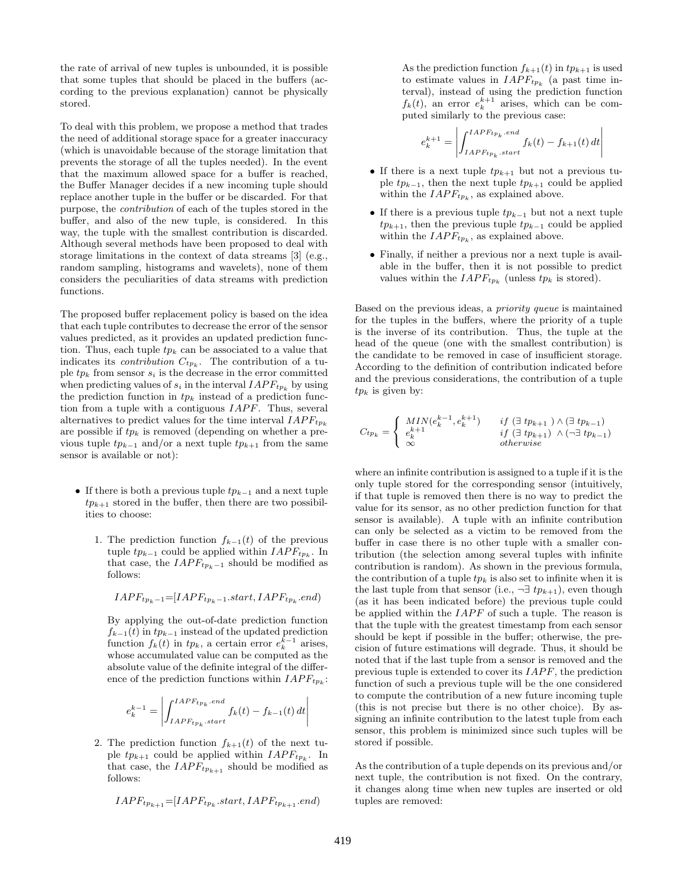the rate of arrival of new tuples is unbounded, it is possible that some tuples that should be placed in the buffers (according to the previous explanation) cannot be physically stored.

To deal with this problem, we propose a method that trades the need of additional storage space for a greater inaccuracy (which is unavoidable because of the storage limitation that prevents the storage of all the tuples needed). In the event that the maximum allowed space for a buffer is reached, the Buffer Manager decides if a new incoming tuple should replace another tuple in the buffer or be discarded. For that purpose, the *contribution* of each of the tuples stored in the buffer, and also of the new tuple, is considered. In this way, the tuple with the smallest contribution is discarded. Although several methods have been proposed to deal with storage limitations in the context of data streams [3] (e.g., random sampling, histograms and wavelets), none of them considers the peculiarities of data streams with prediction functions.

The proposed buffer replacement policy is based on the idea that each tuple contributes to decrease the error of the sensor values predicted, as it provides an updated prediction function. Thus, each tuple $tp_k$ can be associated to a value that indicates its *contribution* $C_{tp_k}$. The contribution of a tuple $tp_k$ from sensor $s_i$ is the decrease in the error committed when predicting values of $s_i$ in the interval $IAPF_{tp_k}$ by using the prediction function in $tp_k$ instead of a prediction function from a tuple with a contiguous $IAPF$. Thus, several alternatives to predict values for the time interval $IAPF_{tp_k}$ are possible if $tp_k$ is removed (depending on whether a previous tuple $tp_{k-1}$ and/or a next tuple $tp_{k+1}$ from the same sensor is available or not):

- If there is both a previous tuple $tp_{k-1}$ and a next tuple $tp_{k+1}$ stored in the buffer, then there are two possibilities to choose:

  1. The prediction function $f_{k-1}(t)$ of the previous tuple $tp_{k-1}$ could be applied within $IAPF_{tp_k}$. In that case, the $IAPF_{tp_{k-1}}$ should be modified as follows:

     $$IAPF_{tp_{k-1}}=[IAPF_{tp_{k-1}}.start, IAPF_{tp_k}.end)$$

     By applying the out-of-date prediction function $f_{k-1}(t)$ in $tp_{k-1}$ instead of the updated prediction function $f_k(t)$ in $tp_k$, a certain error $e_k^{k-1}$ arises, whose accumulated value can be computed as the absolute value of the definite integral of the difference of the prediction functions within $IAPF_{tp_k}$:

     $$e_k^{k-1} = \left| \int_{IAPF_{tp_k}.start}^{IAPF_{tp_k}.end} f_k(t) - f_{k-1}(t)\, dt \right|$$

  2. The prediction function $f_{k+1}(t)$ of the next tuple $tp_{k+1}$ could be applied within $IAPF_{tp_k}$. In that case, the $IAPF_{tp_{k+1}}$ should be modified as follows:

     $$IAPF_{tp_{k+1}}=[IAPF_{tp_k}.start, IAPF_{tp_{k+1}}.end)$$

     As the prediction function $f_{k+1}(t)$ in $tp_{k+1}$ is used to estimate values in $IAPF_{tp_k}$ (a past time interval), instead of using the prediction function $f_k(t)$, an error $e_k^{k+1}$ arises, which can be computed similarly to the previous case:

     $$e_k^{k+1} = \left| \int_{IAPF_{tp_k}.start}^{IAPF_{tp_k}.end} f_k(t) - f_{k+1}(t)\, dt \right|$$

- If there is a next tuple $tp_{k+1}$ but not a previous tuple $tp_{k-1}$, then the next tuple $tp_{k+1}$ could be applied within the $IAPF_{tp_k}$, as explained above.

- If there is a previous tuple $tp_{k-1}$ but not a next tuple $tp_{k+1}$, then the previous tuple $tp_{k-1}$ could be applied within the $IAPF_{tp_k}$, as explained above.

- Finally, if neither a previous nor a next tuple is available in the buffer, then it is not possible to predict values within the $IAPF_{tp_k}$ (unless $tp_k$ is stored).

Based on the previous ideas, a *priority queue* is maintained for the tuples in the buffers, where the priority of a tuple is the inverse of its contribution. Thus, the tuple at the head of the queue (one with the smallest contribution) is the candidate to be removed in case of insufficient storage. According to the definition of contribution indicated before and the previous considerations, the contribution of a tuple $tp_k$ is given by:

$$C_{tp_k} = \begin{cases} MIN(e_k^{k-1}, e_k^{k+1}) & if\ (\exists\ tp_{k+1}) \wedge (\exists\ tp_{k-1}) \\ e_k^{k+1} & if\ (\exists\ tp_{k+1}) \wedge (\neg\exists\ tp_{k-1}) \\ \infty & otherwise \end{cases}$$

where an infinite contribution is assigned to a tuple if it is the only tuple stored for the corresponding sensor (intuitively, if that tuple is removed then there is no way to predict the value for its sensor, as no other prediction function for that sensor is available). A tuple with an infinite contribution can only be selected as a victim to be removed from the buffer in case there is no other tuple with a smaller contribution (the selection among several tuples with infinite contribution is random). As shown in the previous formula, the contribution of a tuple $tp_k$ is also set to infinite when it is the last tuple from that sensor (i.e., $\neg\exists\ tp_{k+1}$), even though (as it has been indicated before) the previous tuple could be applied within the $IAPF$ of such a tuple. The reason is that the tuple with the greatest timestamp from each sensor should be kept if possible in the buffer; otherwise, the precision of future estimations will degrade. Thus, it should be noted that if the last tuple from a sensor is removed and the previous tuple is extended to cover its $IAPF$, the prediction function of such a previous tuple will be the one considered to compute the contribution of a new future incoming tuple (this is not precise but there is no other choice). By assigning an infinite contribution to the latest tuple from each sensor, this problem is minimized since such tuples will be stored if possible.

As the contribution of a tuple depends on its previous and/or next tuple, the contribution is not fixed. On the contrary, it changes along time when new tuples are inserted or old tuples are removed: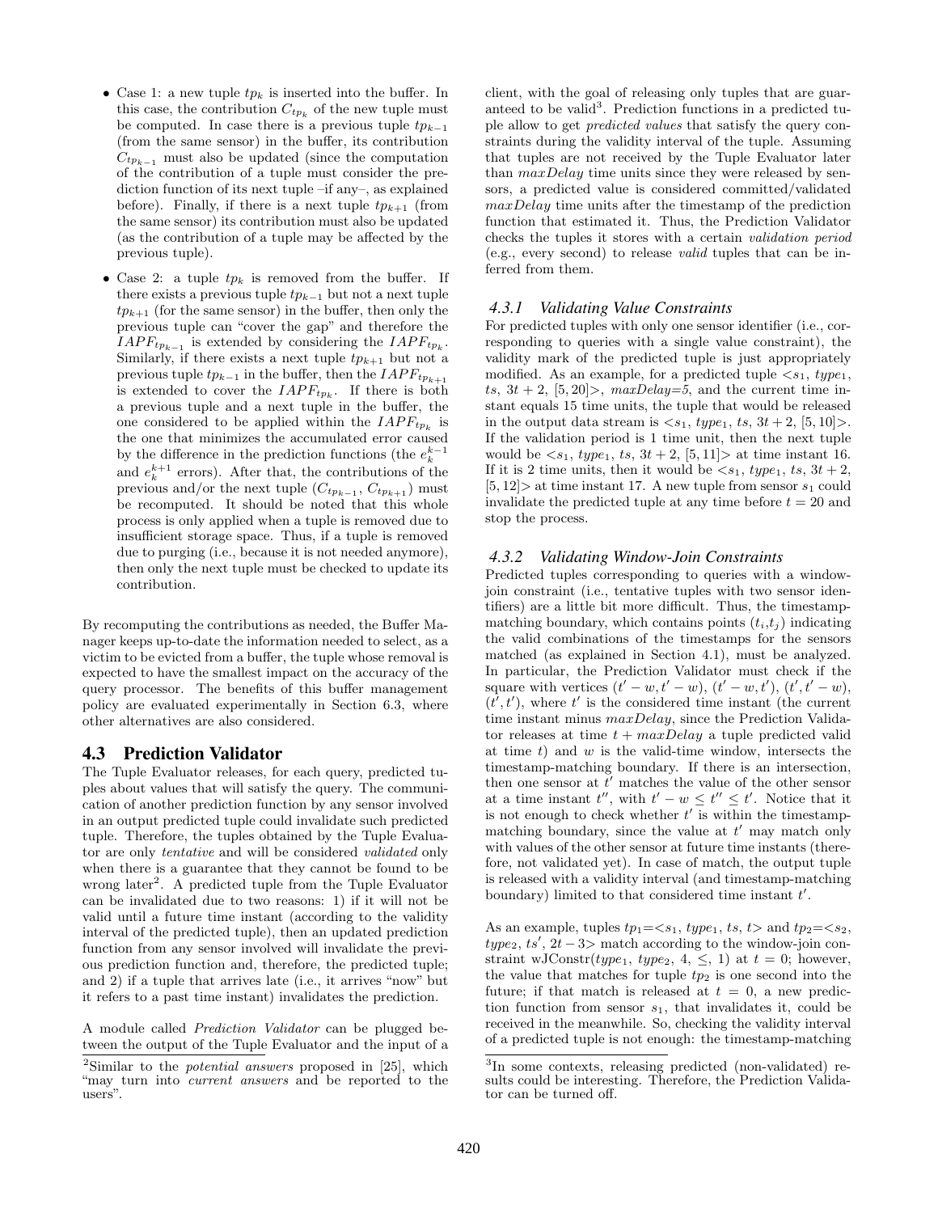- Case 1: a new tuple $tp_k$ is inserted into the buffer. In this case, the contribution $C_{tp_k}$ of the new tuple must be computed. In case there is a previous tuple $tp_{k-1}$ (from the same sensor) in the buffer, its contribution $C_{tp_{k-1}}$ must also be updated (since the computation of the contribution of a tuple must consider the prediction function of its next tuple –if any–, as explained before). Finally, if there is a next tuple $tp_{k+1}$ (from the same sensor) its contribution must also be updated (as the contribution of a tuple may be affected by the previous tuple).
- Case 2: a tuple $tp_k$ is removed from the buffer. If there exists a previous tuple $tp_{k-1}$ but not a next tuple $tp_{k+1}$ (for the same sensor) in the buffer, then only the previous tuple can "cover the gap" and therefore the $IAPF_{tp_{k-1}}$ is extended by considering the $IAPF_{tp_k}$. Similarly, if there exists a next tuple $tp_{k+1}$ but not a previous tuple $tp_{k-1}$ in the buffer, then the $IAPF_{tp_{k+1}}$ is extended to cover the $IAPF_{tp_k}$. If there is both a previous tuple and a next tuple in the buffer, the one considered to be applied within the $IAPF_{tp_k}$ is the one that minimizes the accumulated error caused by the difference in the prediction functions (the $e_k^{k-1}$ and $e_k^{k+1}$ errors). After that, the contributions of the previous and/or the next tuple ($C_{tp_{k-1}}$, $C_{tp_{k+1}}$) must be recomputed. It should be noted that this whole process is only applied when a tuple is removed due to insufficient storage space. Thus, if a tuple is removed due to purging (i.e., because it is not needed anymore), then only the next tuple must be checked to update its contribution.

By recomputing the contributions as needed, the Buffer Manager keeps up-to-date the information needed to select, as a victim to be evicted from a buffer, the tuple whose removal is expected to have the smallest impact on the accuracy of the query processor. The benefits of this buffer management policy are evaluated experimentally in Section 6.3, where other alternatives are also considered.

## 4.3 Prediction Validator

The Tuple Evaluator releases, for each query, predicted tuples about values that will satisfy the query. The communication of another prediction function by any sensor involved in an output predicted tuple could invalidate such predicted tuple. Therefore, the tuples obtained by the Tuple Evaluator are only *tentative* and will be considered *validated* only when there is a guarantee that they cannot be found to be wrong later[2]. A predicted tuple from the Tuple Evaluator can be invalidated due to two reasons: 1) if it will not be valid until a future time instant (according to the validity interval of the predicted tuple), then an updated prediction function from any sensor involved will invalidate the previous prediction function and, therefore, the predicted tuple; and 2) if a tuple that arrives late (i.e., it arrives "now" but it refers to a past time instant) invalidates the prediction.

A module called *Prediction Validator* can be plugged between the output of the Tuple Evaluator and the input of a client, with the goal of releasing only tuples that are guaranteed to be valid[3]. Prediction functions in a predicted tuple allow to get *predicted values* that satisfy the query constraints during the validity interval of the tuple. Assuming that tuples are not received by the Tuple Evaluator later than $maxDelay$ time units since they were released by sensors, a predicted value is considered committed/validated $maxDelay$ time units after the timestamp of the prediction function that estimated it. Thus, the Prediction Validator checks the tuples it stores with a certain *validation period* (e.g., every second) to release *valid* tuples that can be inferred from them.

### 4.3.1 Validating Value Constraints

For predicted tuples with only one sensor identifier (i.e., corresponding to queries with a single value constraint), the validity mark of the predicted tuple is just appropriately modified. As an example, for a predicted tuple $<s_1$, $type_1$, $ts$, $3t+2$, $[5, 20]>$, $maxDelay$=5, and the current time instant equals 15 time units, the tuple that would be released in the output data stream is $<s_1$, $type_1$, $ts$, $3t+2$, $[5, 10]>$. If the validation period is 1 time unit, then the next tuple would be $<s_1$, $type_1$, $ts$, $3t+2$, $[5, 11]>$ at time instant 16. If it is 2 time units, then it would be $<s_1$, $type_1$, $ts$, $3t+2$, $[5, 12]>$ at time instant 17. A new tuple from sensor $s_1$ could invalidate the predicted tuple at any time before $t = 20$ and stop the process.

### 4.3.2 Validating Window-Join Constraints

Predicted tuples corresponding to queries with a window-join constraint (i.e., tentative tuples with two sensor identifiers) are a little bit more difficult. Thus, the timestamp-matching boundary, which contains points ($t_i$,$t_j$) indicating the valid combinations of the timestamps for the sensors matched (as explained in Section 4.1), must be analyzed. In particular, the Prediction Validator must check if the square with vertices $(t'-w, t'-w)$, $(t'-w, t')$, $(t', t'-w)$, $(t', t')$, where $t'$ is the considered time instant (the current time instant minus $maxDelay$, since the Prediction Validator releases at time $t + maxDelay$ a tuple predicted valid at time $t$) and $w$ is the valid-time window, intersects the timestamp-matching boundary. If there is an intersection, then one sensor at $t'$ matches the value of the other sensor at a time instant $t''$, with $t'-w \leq t'' \leq t'$. Notice that it is not enough to check whether $t'$ is within the timestamp-matching boundary, since the value at $t'$ may match only with values of the other sensor at future time instants (therefore, not validated yet). In case of match, the output tuple is released with a validity interval (and timestamp-matching boundary) limited to that considered time instant $t'$.

As an example, tuples $tp_1$=$<s_1$, $type_1$, $ts$, $t>$ and $tp_2$=$<s_2$, $type_2$, $ts'$, $2t-3>$ match according to the window-join constraint wJConstr($type_1$, $type_2$, 4, $\leq$, 1) at $t = 0$; however, the value that matches for tuple $tp_2$ is one second into the future; if that match is released at $t = 0$, a new prediction function from sensor $s_1$, that invalidates it, could be received in the meanwhile. So, checking the validity interval of a predicted tuple is not enough: the timestamp-matching

[2]Similar to the *potential answers* proposed in [25], which "may turn into *current answers* and be reported to the users".

[3]In some contexts, releasing predicted (non-validated) results could be interesting. Therefore, the Prediction Validator can be turned off.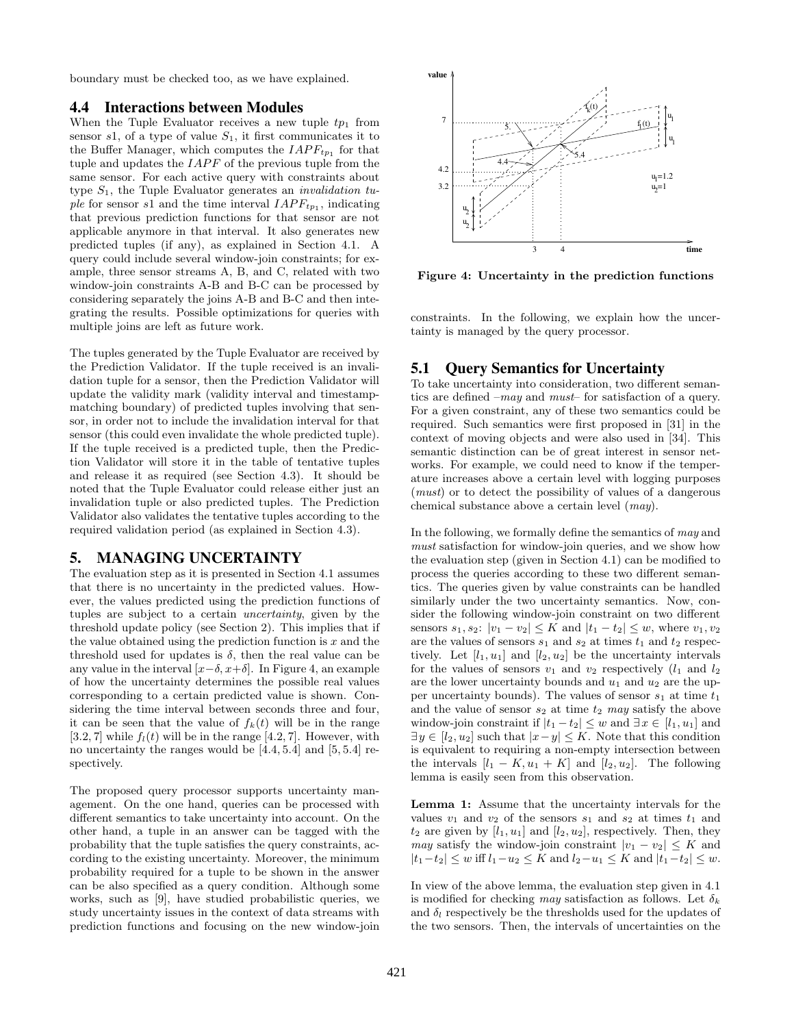boundary must be checked too, as we have explained.

## 4.4 Interactions between Modules

When the Tuple Evaluator receives a new tuple $tp_1$ from sensor $s1$, of a type of value $S_1$, it first communicates it to the Buffer Manager, which computes the $IAPF_{tp_1}$ for that tuple and updates the $IAPF$ of the previous tuple from the same sensor. For each active query with constraints about type $S_1$, the Tuple Evaluator generates an *invalidation tuple* for sensor $s1$ and the time interval $IAPF_{tp_1}$, indicating that previous prediction functions for that sensor are not applicable anymore in that interval. It also generates new predicted tuples (if any), as explained in Section 4.1. A query could include several window-join constraints; for example, three sensor streams A, B, and C, related with two window-join constraints A-B and B-C can be processed by considering separately the joins A-B and B-C and then integrating the results. Possible optimizations for queries with multiple joins are left as future work.

The tuples generated by the Tuple Evaluator are received by the Prediction Validator. If the tuple received is an invalidation tuple for a sensor, then the Prediction Validator will update the validity mark (validity interval and timestamp-matching boundary) of predicted tuples involving that sensor, in order not to include the invalidation interval for that sensor (this could even invalidate the whole predicted tuple). If the tuple received is a predicted tuple, then the Prediction Validator will store it in the table of tentative tuples and release it as required (see Section 4.3). It should be noted that the Tuple Evaluator could release either just an invalidation tuple or also predicted tuples. The Prediction Validator also validates the tentative tuples according to the required validation period (as explained in Section 4.3).

# 5. MANAGING UNCERTAINTY

The evaluation step as it is presented in Section 4.1 assumes that there is no uncertainty in the predicted values. However, the values predicted using the prediction functions of tuples are subject to a certain *uncertainty*, given by the threshold update policy (see Section 2). This implies that if the value obtained using the prediction function is $x$ and the threshold used for updates is $\delta$, then the real value can be any value in the interval $[x-\delta, x+\delta]$. In Figure 4, an example of how the uncertainty determines the possible real values corresponding to a certain predicted value is shown. Considering the time interval between seconds three and four, it can be seen that the value of $f_k(t)$ will be in the range $[3.2, 7]$ while $f_l(t)$ will be in the range $[4.2, 7]$. However, with no uncertainty the ranges would be $[4.4, 5.4]$ and $[5, 5.4]$ respectively.

value
7
4.2
3.2
time
3
4
5.
4.4
5.4
$f_k(t)$
$f_l(t)$
$u_1$
$u_1$
$u_2$
$u_2$
$u_1$=1.2
$u_2$=1

**Figure 4: Uncertainty in the prediction functions**

The proposed query processor supports uncertainty management. On the one hand, queries can be processed with different semantics to take uncertainty into account. On the other hand, a tuple in an answer can be tagged with the probability that the tuple satisfies the query constraints, according to the existing uncertainty. Moreover, the minimum probability required for a tuple to be shown in the answer can be also specified as a query condition. Although some works, such as [9], have studied probabilistic queries, we study uncertainty issues in the context of data streams with prediction functions and focusing on the new window-join constraints. In the following, we explain how the uncertainty is managed by the query processor.

## 5.1 Query Semantics for Uncertainty

To take uncertainty into consideration, two different semantics are defined –*may* and *must*– for satisfaction of a query. For a given constraint, any of these two semantics could be required. Such semantics were first proposed in [31] in the context of moving objects and were also used in [34]. This semantic distinction can be of great interest in sensor networks. For example, we could need to know if the temperature increases above a certain level with logging purposes (*must*) or to detect the possibility of values of a dangerous chemical substance above a certain level (*may*).

In the following, we formally define the semantics of *may* and *must* satisfaction for window-join queries, and we show how the evaluation step (given in Section 4.1) can be modified to process the queries according to these two different semantics. The queries given by value constraints can be handled similarly under the two uncertainty semantics. Now, consider the following window-join constraint on two different sensors $s_1, s_2$: $|v_1 - v_2| \leq K$ and $|t_1 - t_2| \leq w$, where $v_1, v_2$ are the values of sensors $s_1$ and $s_2$ at times $t_1$ and $t_2$ respectively. Let $[l_1, u_1]$ and $[l_2, u_2]$ be the uncertainty intervals for the values of sensors $v_1$ and $v_2$ respectively ($l_1$ and $l_2$ are the lower uncertainty bounds and $u_1$ and $u_2$ are the upper uncertainty bounds). The values of sensor $s_1$ at time $t_1$ and the value of sensor $s_2$ at time $t_2$ *may* satisfy the above window-join constraint if $|t_1 - t_2| \leq w$ and $\exists x \in [l_1, u_1]$ and $\exists y \in [l_2, u_2]$ such that $|x - y| \leq K$. Note that this condition is equivalent to requiring a non-empty intersection between the intervals $[l_1 - K, u_1 + K]$ and $[l_2, u_2]$. The following lemma is easily seen from this observation.

**Lemma 1:** Assume that the uncertainty intervals for the values $v_1$ and $v_2$ of the sensors $s_1$ and $s_2$ at times $t_1$ and $t_2$ are given by $[l_1, u_1]$ and $[l_2, u_2]$, respectively. Then, they *may* satisfy the window-join constraint $|v_1 - v_2| \leq K$ and $|t_1 - t_2| \leq w$ iff $l_1 - u_2 \leq K$ and $l_2 - u_1 \leq K$ and $|t_1 - t_2| \leq w$.

In view of the above lemma, the evaluation step given in 4.1 is modified for checking *may* satisfaction as follows. Let $\delta_k$ and $\delta_l$ respectively be the thresholds used for the updates of the two sensors. Then, the intervals of uncertainties on the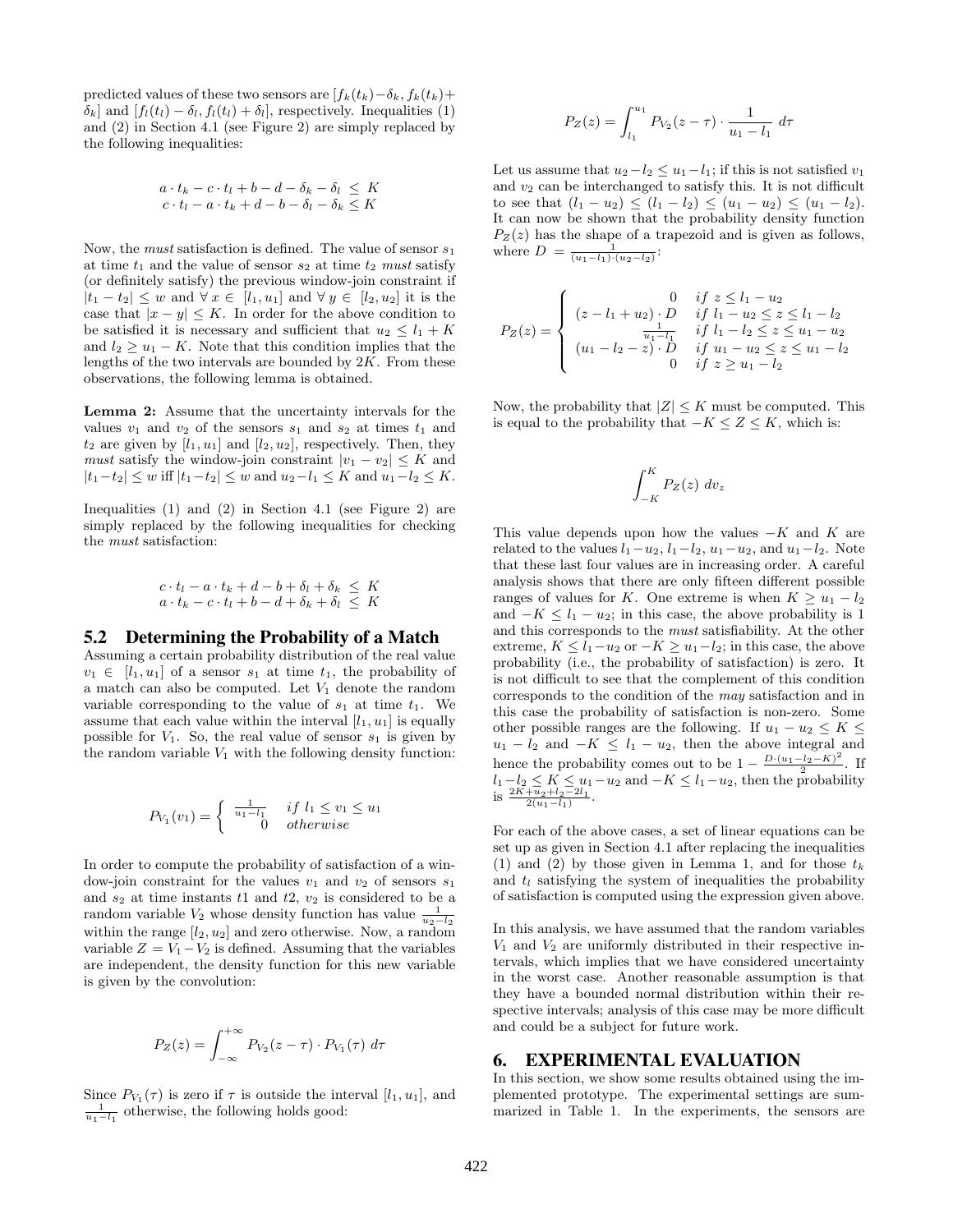predicted values of these two sensors are $[f_k(t_k) - \delta_k, f_k(t_k) + \delta_k]$ and $[f_l(t_l) - \delta_l, f_l(t_l) + \delta_l]$, respectively. Inequalities (1) and (2) in Section 4.1 (see Figure 2) are simply replaced by the following inequalities:

$$a \cdot t_k - c \cdot t_l + b - d - \delta_k - \delta_l \leq K$$
$$c \cdot t_l - a \cdot t_k + d - b - \delta_l - \delta_k \leq K$$

Now, the *must* satisfaction is defined. The value of sensor $s_1$ at time $t_1$ and the value of sensor $s_2$ at time $t_2$ *must* satisfy (or definitely satisfy) the previous window-join constraint if $|t_1 - t_2| \leq w$ and $\forall\, x \in [l_1, u_1]$ and $\forall\, y \in [l_2, u_2]$ it is the case that $|x - y| \leq K$. In order for the above condition to be satisfied it is necessary and sufficient that $u_2 \leq l_1 + K$ and $l_2 \geq u_1 - K$. Note that this condition implies that the lengths of the two intervals are bounded by $2K$. From these observations, the following lemma is obtained.

**Lemma 2:** Assume that the uncertainty intervals for the values $v_1$ and $v_2$ of the sensors $s_1$ and $s_2$ at times $t_1$ and $t_2$ are given by $[l_1, u_1]$ and $[l_2, u_2]$, respectively. Then, they *must* satisfy the window-join constraint $|v_1 - v_2| \leq K$ and $|t_1 - t_2| \leq w$ iff $|t_1 - t_2| \leq w$ and $u_2 - l_1 \leq K$ and $u_1 - l_2 \leq K$.

Inequalities (1) and (2) in Section 4.1 (see Figure 2) are simply replaced by the following inequalities for checking the *must* satisfaction:

$$c \cdot t_l - a \cdot t_k + d - b + \delta_l + \delta_k \leq K$$
$$a \cdot t_k - c \cdot t_l + b - d + \delta_k + \delta_l \leq K$$

## 5.2 Determining the Probability of a Match

Assuming a certain probability distribution of the real value $v_1 \in [l_1, u_1]$ of a sensor $s_1$ at time $t_1$, the probability of a match can also be computed. Let $V_1$ denote the random variable corresponding to the value of $s_1$ at time $t_1$. We assume that each value within the interval $[l_1, u_1]$ is equally possible for $V_1$. So, the real value of sensor $s_1$ is given by the random variable $V_1$ with the following density function:

$$P_{V_1}(v_1) = \begin{cases} \frac{1}{u_1 - l_1} & if\ l_1 \leq v_1 \leq u_1 \\ 0 & otherwise \end{cases}$$

In order to compute the probability of satisfaction of a window-join constraint for the values $v_1$ and $v_2$ of sensors $s_1$ and $s_2$ at time instants $t1$ and $t2$, $v_2$ is considered to be a random variable $V_2$ whose density function has value $\frac{1}{u_2 - l_2}$ within the range $[l_2, u_2]$ and zero otherwise. Now, a random variable $Z = V_1 - V_2$ is defined. Assuming that the variables are independent, the density function for this new variable is given by the convolution:

$$P_Z(z) = \int_{-\infty}^{+\infty} P_{V_2}(z - \tau) \cdot P_{V_1}(\tau)\ d\tau$$

Since $P_{V_1}(\tau)$ is zero if $\tau$ is outside the interval $[l_1, u_1]$, and $\frac{1}{u_1 - l_1}$ otherwise, the following holds good:

$$P_Z(z) = \int_{l_1}^{u_1} P_{V_2}(z - \tau) \cdot \frac{1}{u_1 - l_1}\ d\tau$$

Let us assume that $u_2 - l_2 \leq u_1 - l_1$; if this is not satisfied $v_1$ and $v_2$ can be interchanged to satisfy this. It is not difficult to see that $(l_1 - u_2) \leq (l_1 - l_2) \leq (u_1 - u_2) \leq (u_1 - l_2)$. It can now be shown that the probability density function $P_Z(z)$ has the shape of a trapezoid and is given as follows, where $D = \frac{1}{(u_1 - l_1) \cdot (u_2 - l_2)}$:

$$P_Z(z) = \begin{cases} 0 & if\ z \leq l_1 - u_2 \\ (z - l_1 + u_2) \cdot D & if\ l_1 - u_2 \leq z \leq l_1 - l_2 \\ \frac{1}{u_1 - l_1} & if\ l_1 - l_2 \leq z \leq u_1 - u_2 \\ (u_1 - l_2 - z) \cdot D & if\ u_1 - u_2 \leq z \leq u_1 - l_2 \\ 0 & if\ z \geq u_1 - l_2 \end{cases}$$

Now, the probability that $|Z| \leq K$ must be computed. This is equal to the probability that $-K \leq Z \leq K$, which is:

$$\int_{-K}^{K} P_Z(z)\ dv_z$$

This value depends upon how the values $-K$ and $K$ are related to the values $l_1 - u_2$, $l_1 - l_2$, $u_1 - u_2$, and $u_1 - l_2$. Note that these last four values are in increasing order. A careful analysis shows that there are only fifteen different possible ranges of values for $K$. One extreme is when $K \geq u_1 - l_2$ and $-K \leq l_1 - u_2$; in this case, the above probability is 1 and this corresponds to the *must* satisfiability. At the other extreme, $K \leq l_1 - u_2$ or $-K \geq u_1 - l_2$; in this case, the above probability (i.e., the probability of satisfaction) is zero. It is not difficult to see that the complement of this condition corresponds to the condition of the *may* satisfaction and in this case the probability of satisfaction is non-zero. Some other possible ranges are the following. If $u_1 - u_2 \leq K \leq u_1 - l_2$ and $-K \leq l_1 - u_2$, then the above integral and hence the probability comes out to be $1 - \frac{D \cdot (u_1 - l_2 - K)^2}{2}$. If $l_1 - l_2 \leq K \leq u_1 - u_2$ and $-K \leq l_1 - u_2$, then the probability is $\frac{2K + u_2 + l_2 - 2l_1}{2(u_1 - l_1)}$.

For each of the above cases, a set of linear equations can be set up as given in Section 4.1 after replacing the inequalities (1) and (2) by those given in Lemma 1, and for those $t_k$ and $t_l$ satisfying the system of inequalities the probability of satisfaction is computed using the expression given above.

In this analysis, we have assumed that the random variables $V_1$ and $V_2$ are uniformly distributed in their respective intervals, which implies that we have considered uncertainty in the worst case. Another reasonable assumption is that they have a bounded normal distribution within their respective intervals; analysis of this case may be more difficult and could be a subject for future work.

# 6. EXPERIMENTAL EVALUATION

In this section, we show some results obtained using the implemented prototype. The experimental settings are summarized in Table 1. In the experiments, the sensors are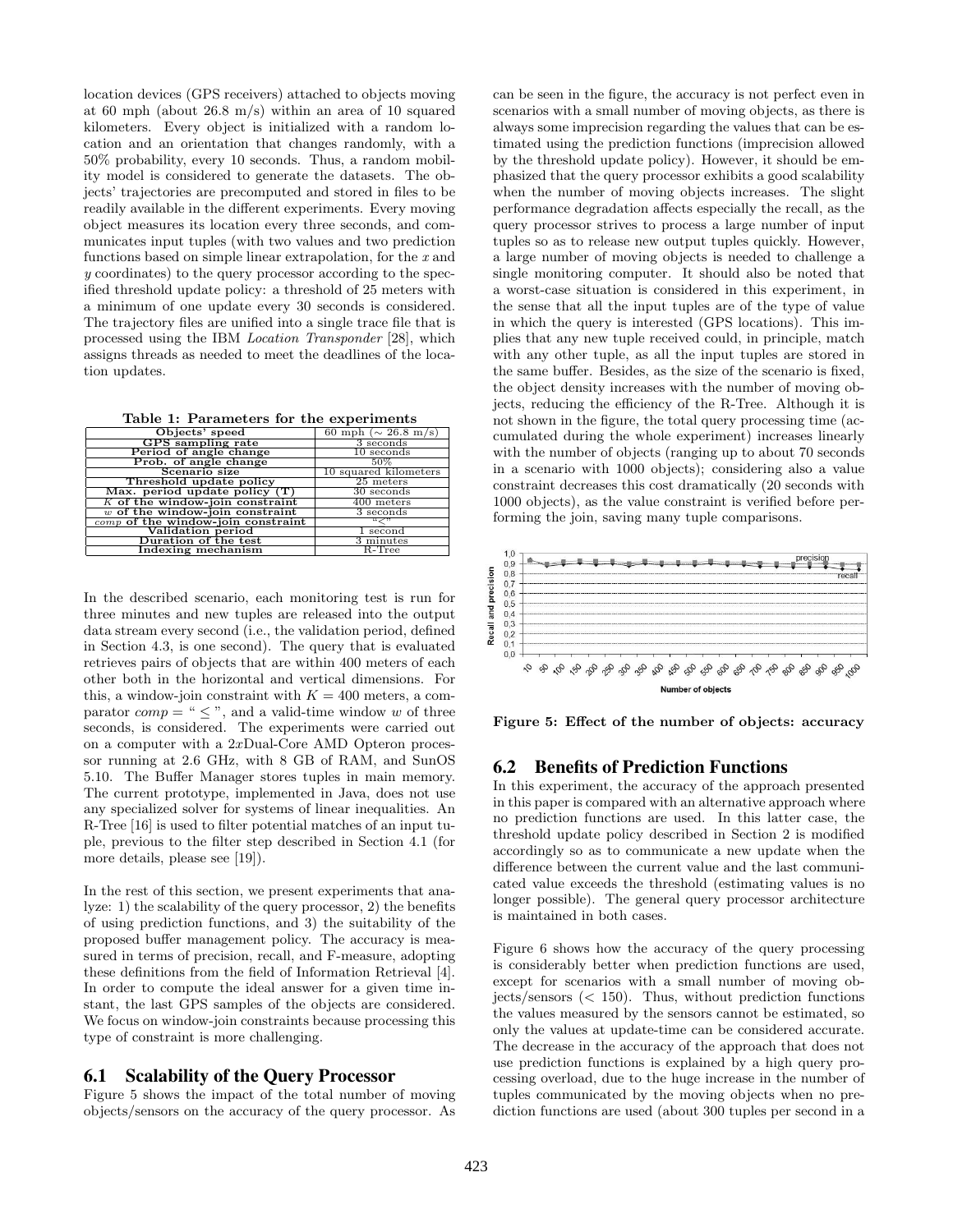location devices (GPS receivers) attached to objects moving at 60 mph (about 26.8 m/s) within an area of 10 squared kilometers. Every object is initialized with a random location and an orientation that changes randomly, with a 50% probability, every 10 seconds. Thus, a random mobility model is considered to generate the datasets. The objects' trajectories are precomputed and stored in files to be readily available in the different experiments. Every moving object measures its location every three seconds, and communicates input tuples (with two values and two prediction functions based on simple linear extrapolation, for the $x$ and $y$ coordinates) to the query processor according to the specified threshold update policy: a threshold of 25 meters with a minimum of one update every 30 seconds is considered. The trajectory files are unified into a single trace file that is processed using the IBM *Location Transponder* [28], which assigns threads as needed to meet the deadlines of the location updates.

**Table 1: Parameters for the experiments**

| | |
|---|---|
| Objects' speed | 60 mph ($\sim$ 26.8 m/s) |
| GPS sampling rate | 3 seconds |
| Period of angle change | 10 seconds |
| Prob. of angle change | 50% |
| Scenario size | 10 squared kilometers |
| Threshold update policy | 25 meters |
| Max. period update policy (T) | 30 seconds |
| $K$ of the window-join constraint | 400 meters |
| $w$ of the window-join constraint | 3 seconds |
| $comp$ of the window-join constraint | "<" |
| Validation period | 1 second |
| Duration of the test | 3 minutes |
| Indexing mechanism | R-Tree |

In the described scenario, each monitoring test is run for three minutes and new tuples are released into the output data stream every second (i.e., the validation period, defined in Section 4.3, is one second). The query that is evaluated retrieves pairs of objects that are within 400 meters of each other both in the horizontal and vertical dimensions. For this, a window-join constraint with $K = 400$ meters, a comparator $comp =$ " $\leq$ ", and a valid-time window $w$ of three seconds, is considered. The experiments were carried out on a computer with a 2$x$Dual-Core AMD Opteron processor running at 2.6 GHz, with 8 GB of RAM, and SunOS 5.10. The Buffer Manager stores tuples in main memory. The current prototype, implemented in Java, does not use any specialized solver for systems of linear inequalities. An R-Tree [16] is used to filter potential matches of an input tuple, previous to the filter step described in Section 4.1 (for more details, please see [19]).

In the rest of this section, we present experiments that analyze: 1) the scalability of the query processor, 2) the benefits of using prediction functions, and 3) the suitability of the proposed buffer management policy. The accuracy is measured in terms of precision, recall, and F-measure, adopting these definitions from the field of Information Retrieval [4]. In order to compute the ideal answer for a given time instant, the last GPS samples of the objects are considered. We focus on window-join constraints because processing this type of constraint is more challenging.

## 6.1 Scalability of the Query Processor

Figure 5 shows the impact of the total number of moving objects/sensors on the accuracy of the query processor. As can be seen in the figure, the accuracy is not perfect even in scenarios with a small number of moving objects, as there is always some imprecision regarding the values that can be estimated using the prediction functions (imprecision allowed by the threshold update policy). However, it should be emphasized that the query processor exhibits a good scalability when the number of moving objects increases. The slight performance degradation affects especially the recall, as the query processor strives to process a large number of input tuples so as to release new output tuples quickly. However, a large number of moving objects is needed to challenge a single monitoring computer. It should also be noted that a worst-case situation is considered in this experiment, in the sense that all the input tuples are of the type of value in which the query is interested (GPS locations). This implies that any new tuple received could, in principle, match with any other tuple, as all the input tuples are stored in the same buffer. Besides, as the size of the scenario is fixed, the object density increases with the number of moving objects, reducing the efficiency of the R-Tree. Although it is not shown in the figure, the total query processing time (accumulated during the whole experiment) increases linearly with the number of objects (ranging up to about 70 seconds in a scenario with 1000 objects); considering also a value constraint decreases this cost dramatically (20 seconds with 1000 objects), as the value constraint is verified before performing the join, saving many tuple comparisons.

Recall and precision
1,0
0,9
0,8
0,7
0,6
0,5
0,4
0,3
0,2
0,1
0,0
precision
recall
10 50 100 150 200 250 300 350 400 450 500 550 600 650 700 750 800 850 900 950 1000
Number of objects

**Figure 5: Effect of the number of objects: accuracy**

## 6.2 Benefits of Prediction Functions

In this experiment, the accuracy of the approach presented in this paper is compared with an alternative approach where no prediction functions are used. In this latter case, the threshold update policy described in Section 2 is modified accordingly so as to communicate a new update when the difference between the current value and the last communicated value exceeds the threshold (estimating values is no longer possible). The general query processor architecture is maintained in both cases.

Figure 6 shows how the accuracy of the query processing is considerably better when prediction functions are used, except for scenarios with a small number of moving objects/sensors (< 150). Thus, without prediction functions the values measured by the sensors cannot be estimated, so only the values at update-time can be considered accurate. The decrease in the accuracy of the approach that does not use prediction functions is explained by a high query processing overload, due to the huge increase in the number of tuples communicated by the moving objects when no prediction functions are used (about 300 tuples per second in a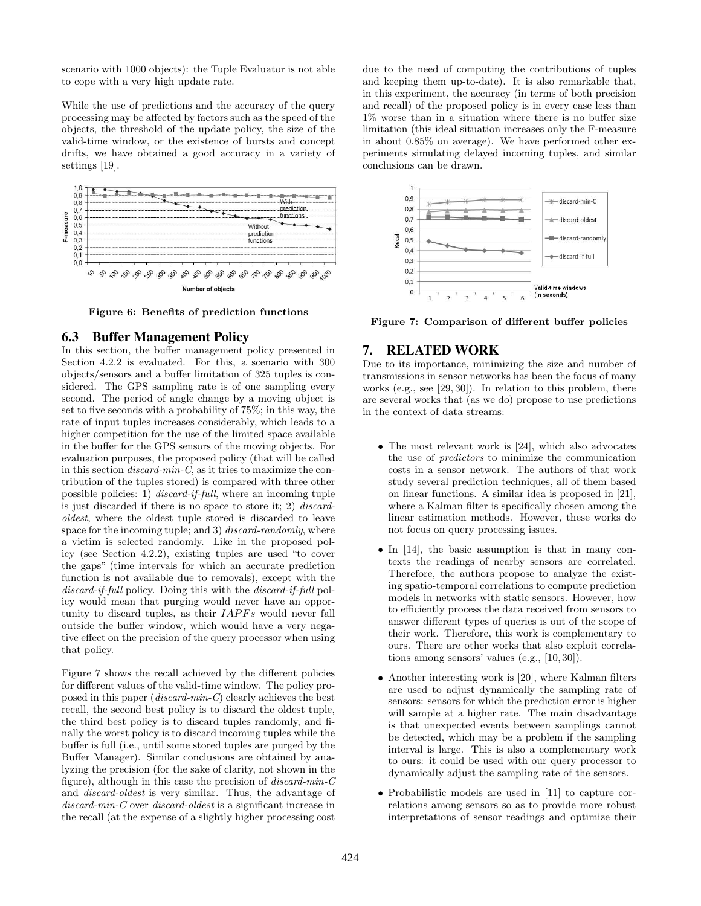scenario with 1000 objects): the Tuple Evaluator is not able to cope with a very high update rate.

While the use of predictions and the accuracy of the query processing may be affected by factors such as the speed of the objects, the threshold of the update policy, the size of the valid-time window, or the existence of bursts and concept drifts, we have obtained a good accuracy in a variety of settings [19].

F-measure

1,0
0,9
0,8
0,7
0,6
0,5
0,4
0,3
0,2
0,1
0,0

With prediction functions

Without prediction functions

10 50 100 150 200 250 300 350 400 450 500 550 600 650 700 750 800 850 900 950 1000

Number of objects

**Figure 6: Benefits of prediction functions**

## 6.3 Buffer Management Policy

In this section, the buffer management policy presented in Section 4.2.2 is evaluated. For this, a scenario with 300 objects/sensors and a buffer limitation of 325 tuples is considered. The GPS sampling rate is of one sampling every second. The period of angle change by a moving object is set to five seconds with a probability of 75%; in this way, the rate of input tuples increases considerably, which leads to a higher competition for the use of the limited space available in the buffer for the GPS sensors of the moving objects. For evaluation purposes, the proposed policy (that will be called in this section *discard-min-C*, as it tries to maximize the contribution of the tuples stored) is compared with three other possible policies: 1) *discard-if-full*, where an incoming tuple is just discarded if there is no space to store it; 2) *discard-oldest*, where the oldest tuple stored is discarded to leave space for the incoming tuple; and 3) *discard-randomly*, where a victim is selected randomly. Like in the proposed policy (see Section 4.2.2), existing tuples are used "to cover the gaps" (time intervals for which an accurate prediction function is not available due to removals), except with the *discard-if-full* policy. Doing this with the *discard-if-full* policy would mean that purging would never have an opportunity to discard tuples, as their $IAPFs$ would never fall outside the buffer window, which would have a very negative effect on the precision of the query processor when using that policy.

Figure 7 shows the recall achieved by the different policies for different values of the valid-time window. The policy proposed in this paper (*discard-min-C*) clearly achieves the best recall, the second best policy is to discard the oldest tuple, the third best policy is to discard tuples randomly, and finally the worst policy is to discard incoming tuples while the buffer is full (i.e., until some stored tuples are purged by the Buffer Manager). Similar conclusions are obtained by analyzing the precision (for the sake of clarity, not shown in the figure), although in this case the precision of *discard-min-C* and *discard-oldest* is very similar. Thus, the advantage of *discard-min-C* over *discard-oldest* is a significant increase in the recall (at the expense of a slightly higher processing cost due to the need of computing the contributions of tuples and keeping them up-to-date). It is also remarkable that, in this experiment, the accuracy (in terms of both precision and recall) of the proposed policy is in every case less than 1% worse than in a situation where there is no buffer size limitation (this ideal situation increases only the F-measure in about 0.85% on average). We have performed other experiments simulating delayed incoming tuples, and similar conclusions can be drawn.

Recall

1
0,9
0,8
0,7
0,6
0,5
0,4
0,3
0,2
0,1
0

1 2 3 4 5 6

discard-min-C
discard-oldest
discard-randomly
discard-if-full

Valid-time windows (in seconds)

**Figure 7: Comparison of different buffer policies**

# 7. RELATED WORK

Due to its importance, minimizing the size and number of transmissions in sensor networks has been the focus of many works (e.g., see [29, 30]). In relation to this problem, there are several works that (as we do) propose to use predictions in the context of data streams:

- The most relevant work is [24], which also advocates the use of *predictors* to minimize the communication costs in a sensor network. The authors of that work study several prediction techniques, all of them based on linear functions. A similar idea is proposed in [21], where a Kalman filter is specifically chosen among the linear estimation methods. However, these works do not focus on query processing issues.
- In [14], the basic assumption is that in many contexts the readings of nearby sensors are correlated. Therefore, the authors propose to analyze the existing spatio-temporal correlations to compute prediction models in networks with static sensors. However, how to efficiently process the data received from sensors to answer different types of queries is out of the scope of their work. Therefore, this work is complementary to ours. There are other works that also exploit correlations among sensors' values (e.g., [10, 30]).
- Another interesting work is [20], where Kalman filters are used to adjust dynamically the sampling rate of sensors: sensors for which the prediction error is higher will sample at a higher rate. The main disadvantage is that unexpected events between samplings cannot be detected, which may be a problem if the sampling interval is large. This is also a complementary work to ours: it could be used with our query processor to dynamically adjust the sampling rate of the sensors.
- Probabilistic models are used in [11] to capture correlations among sensors so as to provide more robust interpretations of sensor readings and optimize their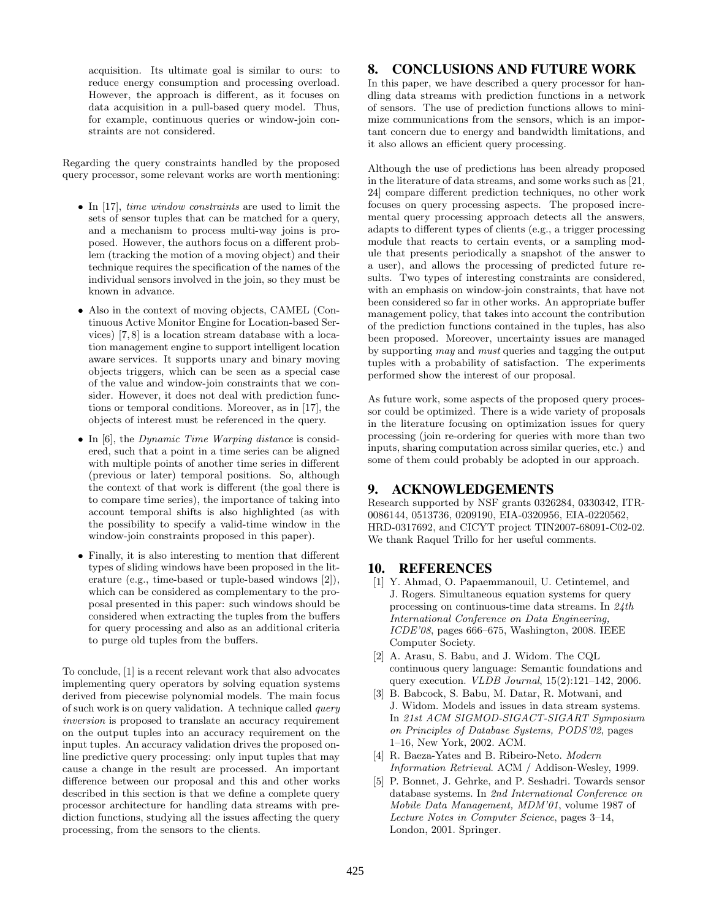acquisition. Its ultimate goal is similar to ours: to reduce energy consumption and processing overload. However, the approach is different, as it focuses on data acquisition in a pull-based query model. Thus, for example, continuous queries or window-join constraints are not considered.

Regarding the query constraints handled by the proposed query processor, some relevant works are worth mentioning:

- In [17], *time window constraints* are used to limit the sets of sensor tuples that can be matched for a query, and a mechanism to process multi-way joins is proposed. However, the authors focus on a different problem (tracking the motion of a moving object) and their technique requires the specification of the names of the individual sensors involved in the join, so they must be known in advance.
- Also in the context of moving objects, CAMEL (Continuous Active Monitor Engine for Location-based Services) [7, 8] is a location stream database with a location management engine to support intelligent location aware services. It supports unary and binary moving objects triggers, which can be seen as a special case of the value and window-join constraints that we consider. However, it does not deal with prediction functions or temporal conditions. Moreover, as in [17], the objects of interest must be referenced in the query.
- In [6], the *Dynamic Time Warping distance* is considered, such that a point in a time series can be aligned with multiple points of another time series in different (previous or later) temporal positions. So, although the context of that work is different (the goal there is to compare time series), the importance of taking into account temporal shifts is also highlighted (as with the possibility to specify a valid-time window in the window-join constraints proposed in this paper).
- Finally, it is also interesting to mention that different types of sliding windows have been proposed in the literature (e.g., time-based or tuple-based windows [2]), which can be considered as complementary to the proposal presented in this paper: such windows should be considered when extracting the tuples from the buffers for query processing and also as an additional criteria to purge old tuples from the buffers.

To conclude, [1] is a recent relevant work that also advocates implementing query operators by solving equation systems derived from piecewise polynomial models. The main focus of such work is on query validation. A technique called *query inversion* is proposed to translate an accuracy requirement on the output tuples into an accuracy requirement on the input tuples. An accuracy validation drives the proposed online predictive query processing: only input tuples that may cause a change in the result are processed. An important difference between our proposal and this and other works described in this section is that we define a complete query processor architecture for handling data streams with prediction functions, studying all the issues affecting the query processing, from the sensors to the clients.

## 8. CONCLUSIONS AND FUTURE WORK

In this paper, we have described a query processor for handling data streams with prediction functions in a network of sensors. The use of prediction functions allows to minimize communications from the sensors, which is an important concern due to energy and bandwidth limitations, and it also allows an efficient query processing.

Although the use of predictions has been already proposed in the literature of data streams, and some works such as [21, 24] compare different prediction techniques, no other work focuses on query processing aspects. The proposed incremental query processing approach detects all the answers, adapts to different types of clients (e.g., a trigger processing module that reacts to certain events, or a sampling module that presents periodically a snapshot of the answer to a user), and allows the processing of predicted future results. Two types of interesting constraints are considered, with an emphasis on window-join constraints, that have not been considered so far in other works. An appropriate buffer management policy, that takes into account the contribution of the prediction functions contained in the tuples, has also been proposed. Moreover, uncertainty issues are managed by supporting *may* and *must* queries and tagging the output tuples with a probability of satisfaction. The experiments performed show the interest of our proposal.

As future work, some aspects of the proposed query processor could be optimized. There is a wide variety of proposals in the literature focusing on optimization issues for query processing (join re-ordering for queries with more than two inputs, sharing computation across similar queries, etc.) and some of them could probably be adopted in our approach.

## 9. ACKNOWLEDGEMENTS

Research supported by NSF grants 0326284, 0330342, ITR-0086144, 0513736, 0209190, EIA-0320956, EIA-0220562, HRD-0317692, and CICYT project TIN2007-68091-C02-02. We thank Raquel Trillo for her useful comments.

## 10. REFERENCES

[1] Y. Ahmad, O. Papaemmanouil, U. Cetintemel, and J. Rogers. Simultaneous equation systems for query processing on continuous-time data streams. In *24th International Conference on Data Engineering, ICDE'08*, pages 666–675, Washington, 2008. IEEE Computer Society.

[2] A. Arasu, S. Babu, and J. Widom. The CQL continuous query language: Semantic foundations and query execution. *VLDB Journal*, 15(2):121–142, 2006.

[3] B. Babcock, S. Babu, M. Datar, R. Motwani, and J. Widom. Models and issues in data stream systems. In *21st ACM SIGMOD-SIGACT-SIGART Symposium on Principles of Database Systems, PODS'02*, pages 1–16, New York, 2002. ACM.

[4] R. Baeza-Yates and B. Ribeiro-Neto. *Modern Information Retrieval*. ACM / Addison-Wesley, 1999.

[5] P. Bonnet, J. Gehrke, and P. Seshadri. Towards sensor database systems. In *2nd International Conference on Mobile Data Management, MDM'01*, volume 1987 of *Lecture Notes in Computer Science*, pages 3–14, London, 2001. Springer.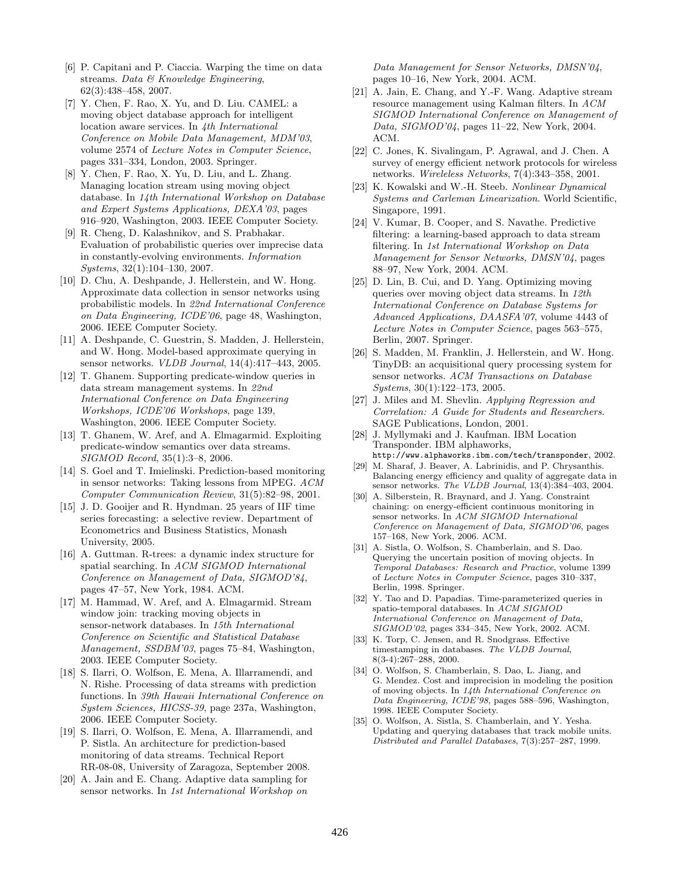[6] P. Capitani and P. Ciaccia. Warping the time on data streams. *Data & Knowledge Engineering*, 62(3):438–458, 2007.

[7] Y. Chen, F. Rao, X. Yu, and D. Liu. CAMEL: a moving object database approach for intelligent location aware services. In *4th International Conference on Mobile Data Management, MDM'03*, volume 2574 of *Lecture Notes in Computer Science*, pages 331–334, London, 2003. Springer.

[8] Y. Chen, F. Rao, X. Yu, D. Liu, and L. Zhang. Managing location stream using moving object database. In *14th International Workshop on Database and Expert Systems Applications, DEXA'03*, pages 916–920, Washington, 2003. IEEE Computer Society.

[9] R. Cheng, D. Kalashnikov, and S. Prabhakar. Evaluation of probabilistic queries over imprecise data in constantly-evolving environments. *Information Systems*, 32(1):104–130, 2007.

[10] D. Chu, A. Deshpande, J. Hellerstein, and W. Hong. Approximate data collection in sensor networks using probabilistic models. In *22nd International Conference on Data Engineering, ICDE'06*, page 48, Washington, 2006. IEEE Computer Society.

[11] A. Deshpande, C. Guestrin, S. Madden, J. Hellerstein, and W. Hong. Model-based approximate querying in sensor networks. *VLDB Journal*, 14(4):417–443, 2005.

[12] T. Ghanem. Supporting predicate-window queries in data stream management systems. In *22nd International Conference on Data Engineering Workshops, ICDE'06 Workshops*, page 139, Washington, 2006. IEEE Computer Society.

[13] T. Ghanem, W. Aref, and A. Elmagarmid. Exploiting predicate-window semantics over data streams. *SIGMOD Record*, 35(1):3–8, 2006.

[14] S. Goel and T. Imielinski. Prediction-based monitoring in sensor networks: Taking lessons from MPEG. *ACM Computer Communication Review*, 31(5):82–98, 2001.

[15] J. D. Gooijer and R. Hyndman. 25 years of IIF time series forecasting: a selective review. Department of Econometrics and Business Statistics, Monash University, 2005.

[16] A. Guttman. R-trees: a dynamic index structure for spatial searching. In *ACM SIGMOD International Conference on Management of Data, SIGMOD'84*, pages 47–57, New York, 1984. ACM.

[17] M. Hammad, W. Aref, and A. Elmagarmid. Stream window join: tracking moving objects in sensor-network databases. In *15th International Conference on Scientific and Statistical Database Management, SSDBM'03*, pages 75–84, Washington, 2003. IEEE Computer Society.

[18] S. Ilarri, O. Wolfson, E. Mena, A. Illarramendi, and N. Rishe. Processing of data streams with prediction functions. In *39th Hawaii International Conference on System Sciences, HICSS-39*, page 237a, Washington, 2006. IEEE Computer Society.

[19] S. Ilarri, O. Wolfson, E. Mena, A. Illarramendi, and P. Sistla. An architecture for prediction-based monitoring of data streams. Technical Report RR-08-08, University of Zaragoza, September 2008.

[20] A. Jain and E. Chang. Adaptive data sampling for sensor networks. In *1st International Workshop on Data Management for Sensor Networks, DMSN'04*, pages 10–16, New York, 2004. ACM.

[21] A. Jain, E. Chang, and Y.-F. Wang. Adaptive stream resource management using Kalman filters. In *ACM SIGMOD International Conference on Management of Data, SIGMOD'04*, pages 11–22, New York, 2004. ACM.

[22] C. Jones, K. Sivalingam, P. Agrawal, and J. Chen. A survey of energy efficient network protocols for wireless networks. *Wireleless Networks*, 7(4):343–358, 2001.

[23] K. Kowalski and W.-H. Steeb. *Nonlinear Dynamical Systems and Carleman Linearization*. World Scientific, Singapore, 1991.

[24] V. Kumar, B. Cooper, and S. Navathe. Predictive filtering: a learning-based approach to data stream filtering. In *1st International Workshop on Data Management for Sensor Networks, DMSN'04*, pages 88–97, New York, 2004. ACM.

[25] D. Lin, B. Cui, and D. Yang. Optimizing moving queries over moving object data streams. In *12th International Conference on Database Systems for Advanced Applications, DAASFA'07*, volume 4443 of *Lecture Notes in Computer Science*, pages 563–575, Berlin, 2007. Springer.

[26] S. Madden, M. Franklin, J. Hellerstein, and W. Hong. TinyDB: an acquisitional query processing system for sensor networks. *ACM Transactions on Database Systems*, 30(1):122–173, 2005.

[27] J. Miles and M. Shevlin. *Applying Regression and Correlation: A Guide for Students and Researchers*. SAGE Publications, London, 2001.

[28] J. Myllymaki and J. Kaufman. IBM Location Transponder. IBM alphaworks, http://www.alphaworks.ibm.com/tech/transponder, 2002.

[29] M. Sharaf, J. Beaver, A. Labrinidis, and P. Chrysanthis. Balancing energy efficiency and quality of aggregate data in sensor networks. *The VLDB Journal*, 13(4):384–403, 2004.

[30] A. Silberstein, R. Braynard, and J. Yang. Constraint chaining: on energy-efficient continuous monitoring in sensor networks. In *ACM SIGMOD International Conference on Management of Data, SIGMOD'06*, pages 157–168, New York, 2006. ACM.

[31] A. Sistla, O. Wolfson, S. Chamberlain, and S. Dao. Querying the uncertain position of moving objects. In *Temporal Databases: Research and Practice*, volume 1399 of *Lecture Notes in Computer Science*, pages 310–337, Berlin, 1998. Springer.

[32] Y. Tao and D. Papadias. Time-parameterized queries in spatio-temporal databases. In *ACM SIGMOD International Conference on Management of Data, SIGMOD'02*, pages 334–345, New York, 2002. ACM.

[33] K. Torp, C. Jensen, and R. Snodgrass. Effective timestamping in databases. *The VLDB Journal*, 8(3-4):267–288, 2000.

[34] O. Wolfson, S. Chamberlain, S. Dao, L. Jiang, and G. Mendez. Cost and imprecision in modeling the position of moving objects. In *14th International Conference on Data Engineering, ICDE'98*, pages 588–596, Washington, 1998. IEEE Computer Society.

[35] O. Wolfson, A. Sistla, S. Chamberlain, and Y. Yesha. Updating and querying databases that track mobile units. *Distributed and Parallel Databases*, 7(3):257–287, 1999.